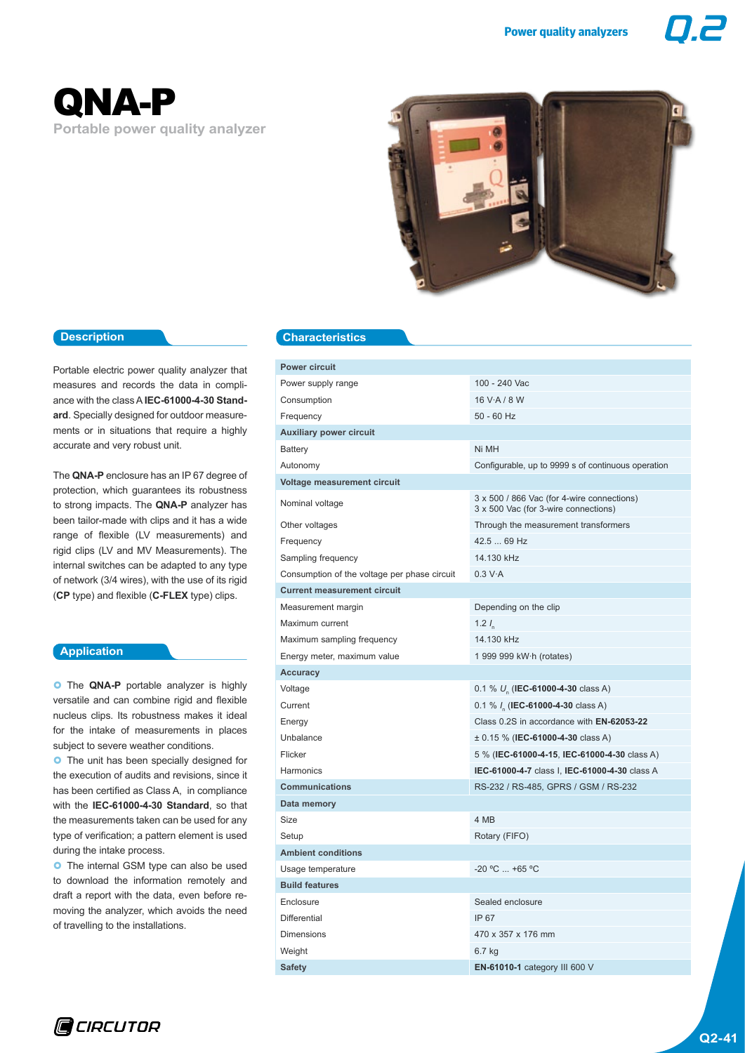# QNA-P

**Portable power quality analyzer**

## Description

Portable electric power quality analyzer that measures and records the data in compliance with the class A **IEC-61000-4-30 Standard**. Specially designed for outdoor measurements or in situations that require a highly accurate and very robust unit.

The **QNA-P** enclosure has an IP 67 degree of protection, which guarantees its robustness to strong impacts. The **QNA-P** analyzer has been tailor-made with clips and it has a wide range of flexible (LV measurements) and rigid clips (LV and MV Measurements). The internal switches can be adapted to any type of network (3/4 wires), with the use of its rigid (**CP** type) and flexible (**C-FLEX** type) clips.

## Application

- The **QNA-P** portable analyzer is highly versatile and can combine rigid and flexible nucleus clips. Its robustness makes it ideal for the intake of measurements in places subject to severe weather conditions.
- The unit has been specially designed for the execution of audits and revisions, since it has been certified as Class A, in compliance with the **IEC-61000-4-30 Standard**, so that the measurements taken can be used for any type of verification; a pattern element is used during the intake process.
- The internal GSM type can also be used to download the information remotely and draft a report with the data, even before removing the analyzer, which avoids the need of travelling to the installations.

## Characteristics

| | |
|---|---|
| **Power circuit** | |
| Power supply range | 100 - 240 Vac |
| Consumption | 16 V·A / 8 W |
| Frequency | 50 - 60 Hz |
| **Auxiliary power circuit** | |
| Battery | Ni MH |
| Autonomy | Configurable, up to 9999 s of continuous operation |
| **Voltage measurement circuit** | |
| Nominal voltage | 3 x 500 / 866 Vac (for 4-wire connections)<br>3 x 500 Vac (for 3-wire connections) |
| Other voltages | Through the measurement transformers |
| Frequency | 42.5 ... 69 Hz |
| Sampling frequency | 14.130 kHz |
| Consumption of the voltage per phase circuit | 0.3 V·A |
| **Current measurement circuit** | |
| Measurement margin | Depending on the clip |
| Maximum current | 1.2 $I_n$ |
| Maximum sampling frequency | 14.130 kHz |
| Energy meter, maximum value | 1 999 999 kW·h (rotates) |
| **Accuracy** | |
| Voltage | 0.1 % $U_n$ (**IEC-61000-4-30** class A) |
| Current | 0.1 % $I_n$ (**IEC-61000-4-30** class A) |
| Energy | Class 0.2S in accordance with **EN-62053-22** |
| Unbalance | ± 0.15 % (**IEC-61000-4-30** class A) |
| Flicker | 5 % (**IEC-61000-4-15**, **IEC-61000-4-30** class A) |
| Harmonics | **IEC-61000-4-7** class I, **IEC-61000-4-30** class A |
| **Communications** | RS-232 / RS-485, GPRS / GSM / RS-232 |
| **Data memory** | |
| Size | 4 MB |
| Setup | Rotary (FIFO) |
| **Ambient conditions** | |
| Usage temperature | -20 ºC ... +65 ºC |
| **Build features** | |
| Enclosure | Sealed enclosure |
| Differential | IP 67 |
| Dimensions | 470 x 357 x 176 mm |
| Weight | 6.7 kg |
| **Safety** | **EN-61010-1** category III 600 V |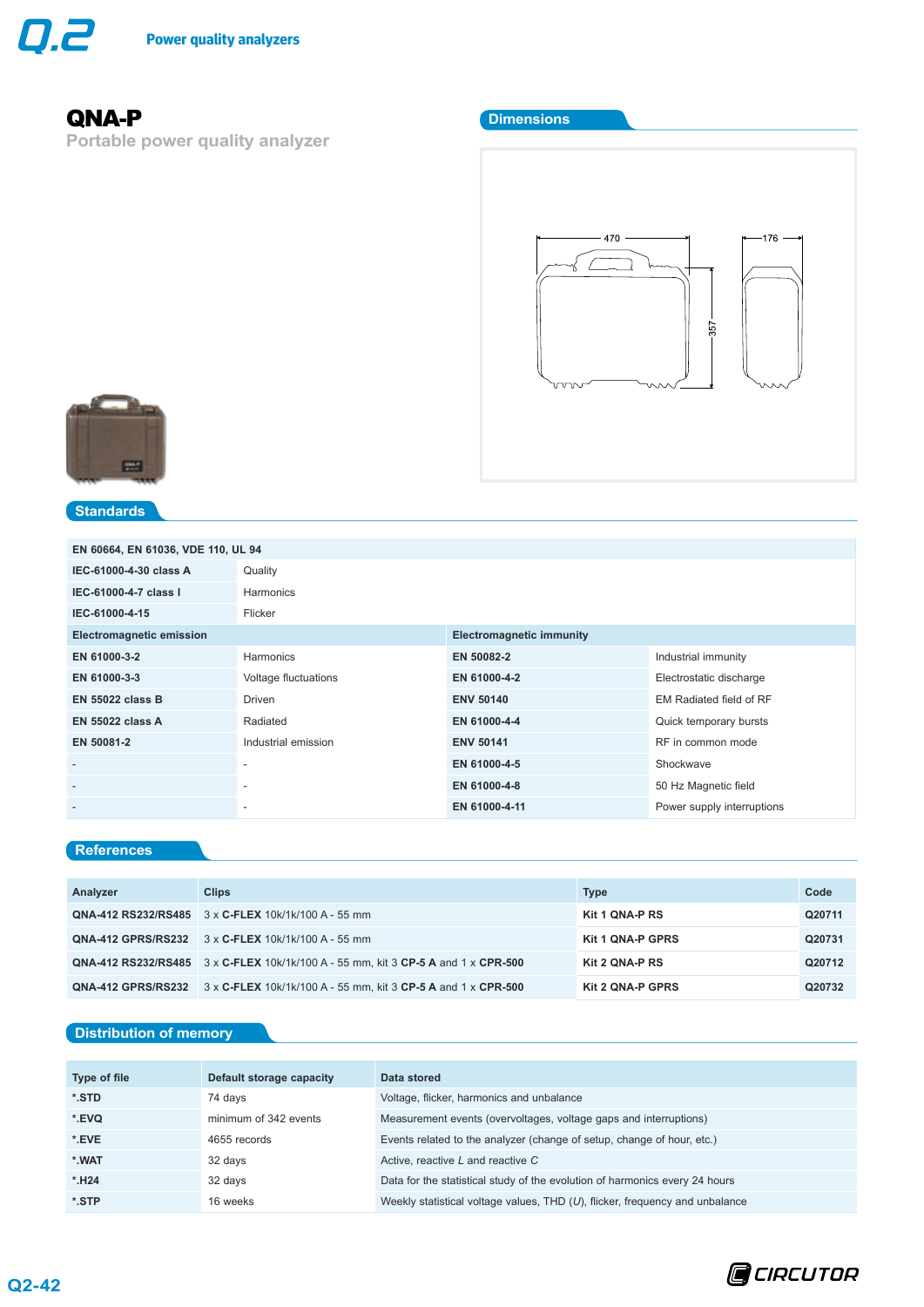# QNA-P

Portable power quality analyzer

## Dimensions

470

176

357

## Standards

| | | | |
|---|---|---|---|
| **EN 60664, EN 61036, VDE 110, UL 94** | | | |
| **IEC-61000-4-30 class A** | Quality | | |
| **IEC-61000-4-7 class I** | Harmonics | | |
| **IEC-61000-4-15** | Flicker | | |
| **Electromagnetic emission** | | **Electromagnetic immunity** | |
| **EN 61000-3-2** | Harmonics | **EN 50082-2** | Industrial immunity |
| **EN 61000-3-3** | Voltage fluctuations | **EN 61000-4-2** | Electrostatic discharge |
| **EN 55022 class B** | Driven | **ENV 50140** | EM Radiated field of RF |
| **EN 55022 class A** | Radiated | **EN 61000-4-4** | Quick temporary bursts |
| **EN 50081-2** | Industrial emission | **ENV 50141** | RF in common mode |
| - | - | **EN 61000-4-5** | Shockwave |
| - | - | **EN 61000-4-8** | 50 Hz Magnetic field |
| - | - | **EN 61000-4-11** | Power supply interruptions |

## References

| Analyzer | Clips | Type | Code |
|---|---|---|---|
| **QNA-412 RS232/RS485** | 3 x **C-FLEX** 10k/1k/100 A - 55 mm | **Kit 1 QNA-P RS** | **Q20711** |
| **QNA-412 GPRS/RS232** | 3 x **C-FLEX** 10k/1k/100 A - 55 mm | **Kit 1 QNA-P GPRS** | **Q20731** |
| **QNA-412 RS232/RS485** | 3 x **C-FLEX** 10k/1k/100 A - 55 mm, kit 3 **CP-5 A** and 1 x **CPR-500** | **Kit 2 QNA-P RS** | **Q20712** |
| **QNA-412 GPRS/RS232** | 3 x **C-FLEX** 10k/1k/100 A - 55 mm, kit 3 **CP-5 A** and 1 x **CPR-500** | **Kit 2 QNA-P GPRS** | **Q20732** |

## Distribution of memory

| Type of file | Default storage capacity | Data stored |
|---|---|---|
| ***.STD** | 74 days | Voltage, flicker, harmonics and unbalance |
| ***.EVQ** | minimum of 342 events | Measurement events (overvoltages, voltage gaps and interruptions) |
| ***.EVE** | 4655 records | Events related to the analyzer (change of setup, change of hour, etc.) |
| ***.WAT** | 32 days | Active, reactive *L* and reactive *C* |
| ***.H24** | 32 days | Data for the statistical study of the evolution of harmonics every 24 hours |
| ***.STP** | 16 weeks | Weekly statistical voltage values, THD (*U*), flicker, frequency and unbalance |